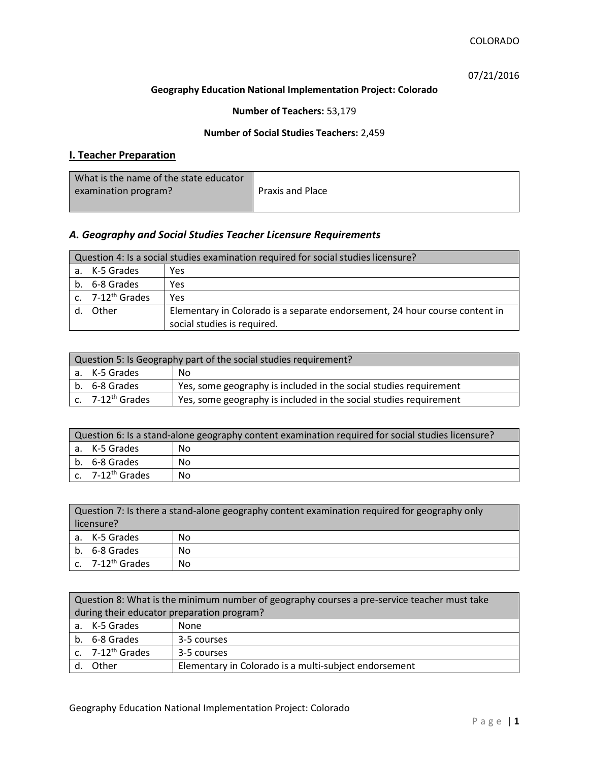COLORADO

07/21/2016

**Geography Education National Implementation Project: Colorado**

**Number of Teachers:** 53,179

**Number of Social Studies Teachers:** 2,459

## I. Teacher Preparation

| What is the name of the state educator examination program? | Praxis and Place |
|---|---|

### *A. Geography and Social Studies Teacher Licensure Requirements*

| Question 4: Is a social studies examination required for social studies licensure? | |
|---|---|
| a. K-5 Grades | Yes |
| b. 6-8 Grades | Yes |
| c. 7-12th Grades | Yes |
| d. Other | Elementary in Colorado is a separate endorsement, 24 hour course content in social studies is required. |

| Question 5: Is Geography part of the social studies requirement? | |
|---|---|
| a. K-5 Grades | No |
| b. 6-8 Grades | Yes, some geography is included in the social studies requirement |
| c. 7-12th Grades | Yes, some geography is included in the social studies requirement |

| Question 6: Is a stand-alone geography content examination required for social studies licensure? | |
|---|---|
| a. K-5 Grades | No |
| b. 6-8 Grades | No |
| c. 7-12th Grades | No |

| Question 7: Is there a stand-alone geography content examination required for geography only licensure? | |
|---|---|
| a. K-5 Grades | No |
| b. 6-8 Grades | No |
| c. 7-12th Grades | No |

| Question 8: What is the minimum number of geography courses a pre-service teacher must take during their educator preparation program? | |
|---|---|
| a. K-5 Grades | None |
| b. 6-8 Grades | 3-5 courses |
| c. 7-12th Grades | 3-5 courses |
| d. Other | Elementary in Colorado is a multi-subject endorsement |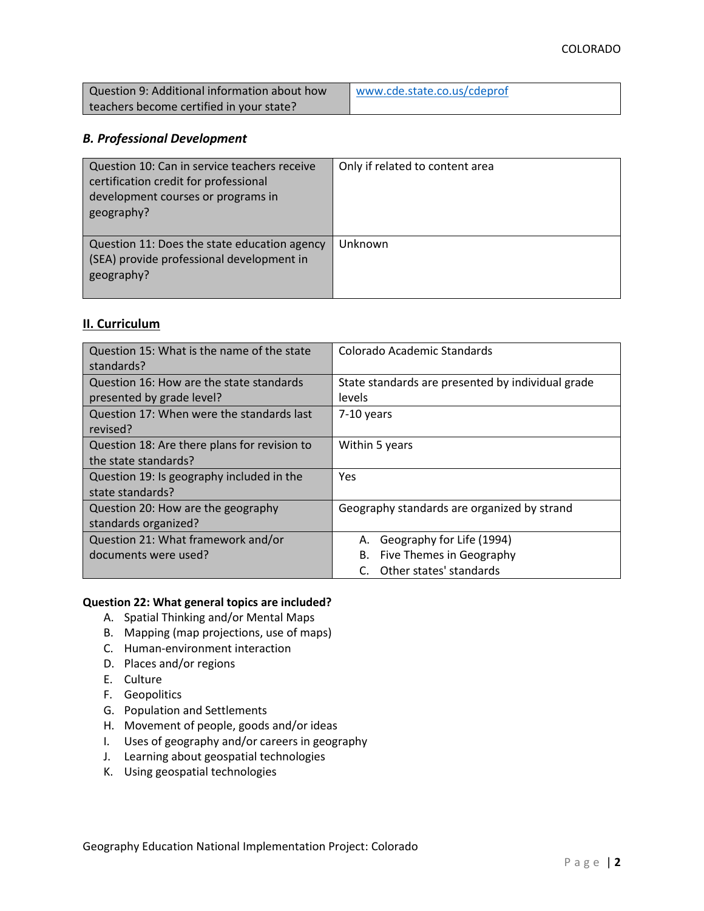| Question 9: Additional information about how teachers become certified in your state? | www.cde.state.co.us/cdeprof |
|---|---|

### *B. Professional Development*

| Question 10: Can in service teachers receive certification credit for professional development courses or programs in geography? | Only if related to content area |
|---|---|
| Question 11: Does the state education agency (SEA) provide professional development in geography? | Unknown |

## II. Curriculum

| Question 15: What is the name of the state standards? | Colorado Academic Standards |
|---|---|
| Question 16: How are the state standards presented by grade level? | State standards are presented by individual grade levels |
| Question 17: When were the standards last revised? | 7-10 years |
| Question 18: Are there plans for revision to the state standards? | Within 5 years |
| Question 19: Is geography included in the state standards? | Yes |
| Question 20: How are the geography standards organized? | Geography standards are organized by strand |
| Question 21: What framework and/or documents were used? | A. Geography for Life (1994)<br>B. Five Themes in Geography<br>C. Other states' standards |

**Question 22: What general topics are included?**

A. Spatial Thinking and/or Mental Maps
B. Mapping (map projections, use of maps)
C. Human-environment interaction
D. Places and/or regions
E. Culture
F. Geopolitics
G. Population and Settlements
H. Movement of people, goods and/or ideas
I. Uses of geography and/or careers in geography
J. Learning about geospatial technologies
K. Using geospatial technologies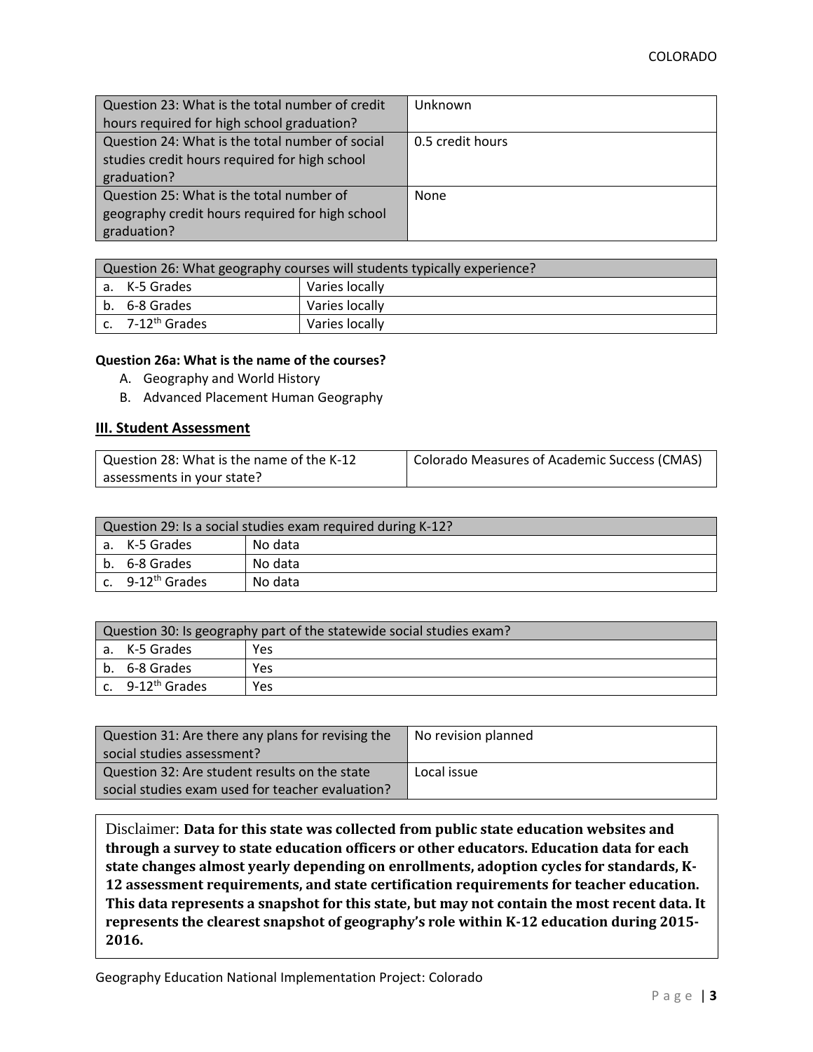| | |
|---|---|
| Question 23: What is the total number of credit hours required for high school graduation? | Unknown |
| Question 24: What is the total number of social studies credit hours required for high school graduation? | 0.5 credit hours |
| Question 25: What is the total number of geography credit hours required for high school graduation? | None |

| Question 26: What geography courses will students typically experience? | |
|---|---|
| a. K-5 Grades | Varies locally |
| b. 6-8 Grades | Varies locally |
| c. 7-12th Grades | Varies locally |

**Question 26a: What is the name of the courses?**

A. Geography and World History
B. Advanced Placement Human Geography

## III. Student Assessment

| | |
|---|---|
| Question 28: What is the name of the K-12 assessments in your state? | Colorado Measures of Academic Success (CMAS) |

| Question 29: Is a social studies exam required during K-12? | |
|---|---|
| a. K-5 Grades | No data |
| b. 6-8 Grades | No data |
| c. 9-12th Grades | No data |

| Question 30: Is geography part of the statewide social studies exam? | |
|---|---|
| a. K-5 Grades | Yes |
| b. 6-8 Grades | Yes |
| c. 9-12th Grades | Yes |

| | |
|---|---|
| Question 31: Are there any plans for revising the social studies assessment? | No revision planned |
| Question 32: Are student results on the state social studies exam used for teacher evaluation? | Local issue |

Disclaimer: **Data for this state was collected from public state education websites and through a survey to state education officers or other educators. Education data for each state changes almost yearly depending on enrollments, adoption cycles for standards, K-12 assessment requirements, and state certification requirements for teacher education. This data represents a snapshot for this state, but may not contain the most recent data. It represents the clearest snapshot of geography's role within K-12 education during 2015-2016.**